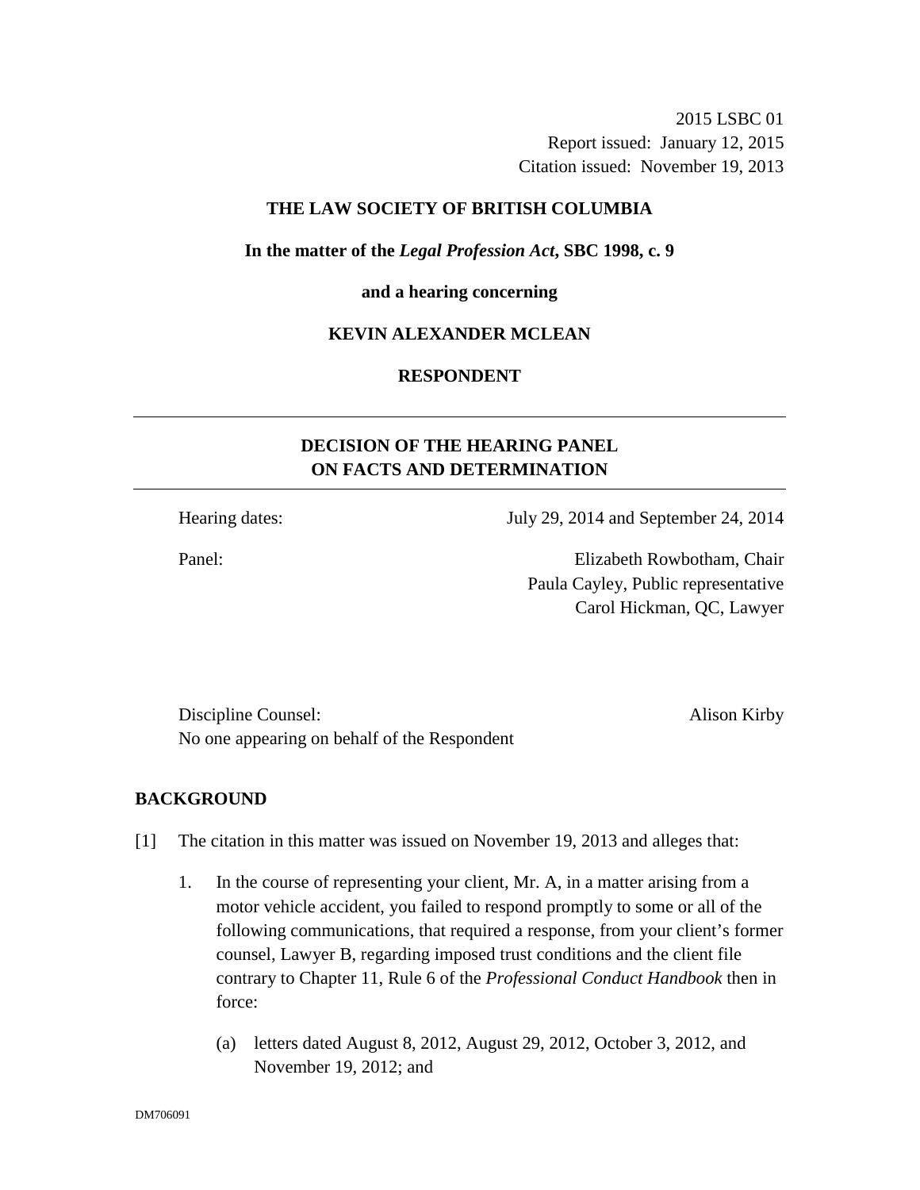2015 LSBC 01
Report issued: January 12, 2015
Citation issued: November 19, 2013

**THE LAW SOCIETY OF BRITISH COLUMBIA**

**In the matter of the *Legal Profession Act*, SBC 1998, c. 9**

**and a hearing concerning**

**KEVIN ALEXANDER MCLEAN**

**RESPONDENT**

---

## DECISION OF THE HEARING PANEL ON FACTS AND DETERMINATION

---

Hearing dates: July 29, 2014 and September 24, 2014

Panel: Elizabeth Rowbotham, Chair
Paula Cayley, Public representative
Carol Hickman, QC, Lawyer

Discipline Counsel: Alison Kirby
No one appearing on behalf of the Respondent

## BACKGROUND

[1] The citation in this matter was issued on November 19, 2013 and alleges that:

1. In the course of representing your client, Mr. A, in a matter arising from a motor vehicle accident, you failed to respond promptly to some or all of the following communications, that required a response, from your client's former counsel, Lawyer B, regarding imposed trust conditions and the client file contrary to Chapter 11, Rule 6 of the *Professional Conduct Handbook* then in force:

    (a) letters dated August 8, 2012, August 29, 2012, October 3, 2012, and November 19, 2012; and

DM706091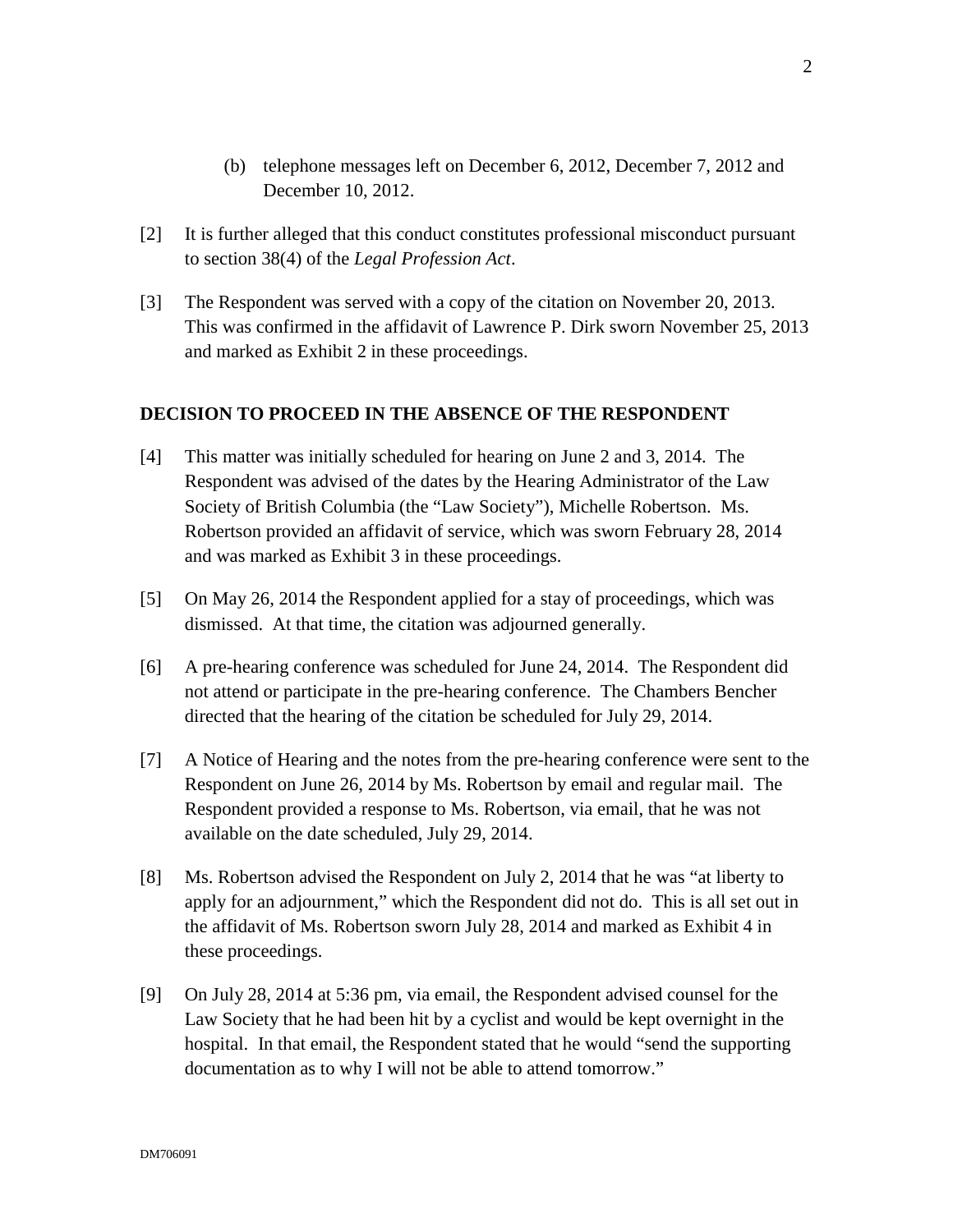(b) telephone messages left on December 6, 2012, December 7, 2012 and December 10, 2012.

[2] It is further alleged that this conduct constitutes professional misconduct pursuant to section 38(4) of the *Legal Profession Act*.

[3] The Respondent was served with a copy of the citation on November 20, 2013. This was confirmed in the affidavit of Lawrence P. Dirk sworn November 25, 2013 and marked as Exhibit 2 in these proceedings.

## DECISION TO PROCEED IN THE ABSENCE OF THE RESPONDENT

[4] This matter was initially scheduled for hearing on June 2 and 3, 2014. The Respondent was advised of the dates by the Hearing Administrator of the Law Society of British Columbia (the "Law Society"), Michelle Robertson. Ms. Robertson provided an affidavit of service, which was sworn February 28, 2014 and was marked as Exhibit 3 in these proceedings.

[5] On May 26, 2014 the Respondent applied for a stay of proceedings, which was dismissed. At that time, the citation was adjourned generally.

[6] A pre-hearing conference was scheduled for June 24, 2014. The Respondent did not attend or participate in the pre-hearing conference. The Chambers Bencher directed that the hearing of the citation be scheduled for July 29, 2014.

[7] A Notice of Hearing and the notes from the pre-hearing conference were sent to the Respondent on June 26, 2014 by Ms. Robertson by email and regular mail. The Respondent provided a response to Ms. Robertson, via email, that he was not available on the date scheduled, July 29, 2014.

[8] Ms. Robertson advised the Respondent on July 2, 2014 that he was "at liberty to apply for an adjournment," which the Respondent did not do. This is all set out in the affidavit of Ms. Robertson sworn July 28, 2014 and marked as Exhibit 4 in these proceedings.

[9] On July 28, 2014 at 5:36 pm, via email, the Respondent advised counsel for the Law Society that he had been hit by a cyclist and would be kept overnight in the hospital. In that email, the Respondent stated that he would "send the supporting documentation as to why I will not be able to attend tomorrow."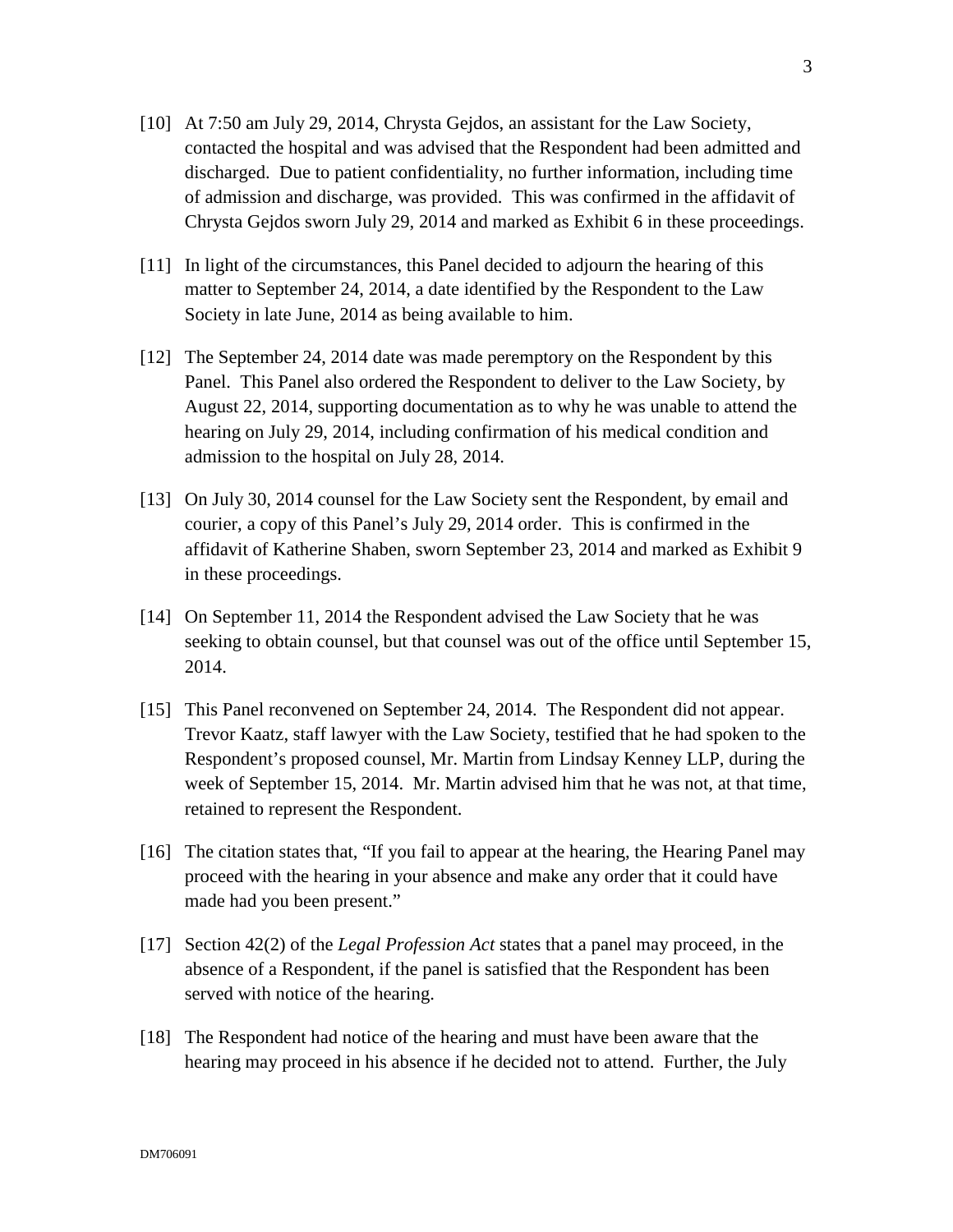[10] At 7:50 am July 29, 2014, Chrysta Gejdos, an assistant for the Law Society, contacted the hospital and was advised that the Respondent had been admitted and discharged. Due to patient confidentiality, no further information, including time of admission and discharge, was provided. This was confirmed in the affidavit of Chrysta Gejdos sworn July 29, 2014 and marked as Exhibit 6 in these proceedings.

[11] In light of the circumstances, this Panel decided to adjourn the hearing of this matter to September 24, 2014, a date identified by the Respondent to the Law Society in late June, 2014 as being available to him.

[12] The September 24, 2014 date was made peremptory on the Respondent by this Panel. This Panel also ordered the Respondent to deliver to the Law Society, by August 22, 2014, supporting documentation as to why he was unable to attend the hearing on July 29, 2014, including confirmation of his medical condition and admission to the hospital on July 28, 2014.

[13] On July 30, 2014 counsel for the Law Society sent the Respondent, by email and courier, a copy of this Panel's July 29, 2014 order. This is confirmed in the affidavit of Katherine Shaben, sworn September 23, 2014 and marked as Exhibit 9 in these proceedings.

[14] On September 11, 2014 the Respondent advised the Law Society that he was seeking to obtain counsel, but that counsel was out of the office until September 15, 2014.

[15] This Panel reconvened on September 24, 2014. The Respondent did not appear. Trevor Kaatz, staff lawyer with the Law Society, testified that he had spoken to the Respondent's proposed counsel, Mr. Martin from Lindsay Kenney LLP, during the week of September 15, 2014. Mr. Martin advised him that he was not, at that time, retained to represent the Respondent.

[16] The citation states that, "If you fail to appear at the hearing, the Hearing Panel may proceed with the hearing in your absence and make any order that it could have made had you been present."

[17] Section 42(2) of the *Legal Profession Act* states that a panel may proceed, in the absence of a Respondent, if the panel is satisfied that the Respondent has been served with notice of the hearing.

[18] The Respondent had notice of the hearing and must have been aware that the hearing may proceed in his absence if he decided not to attend. Further, the July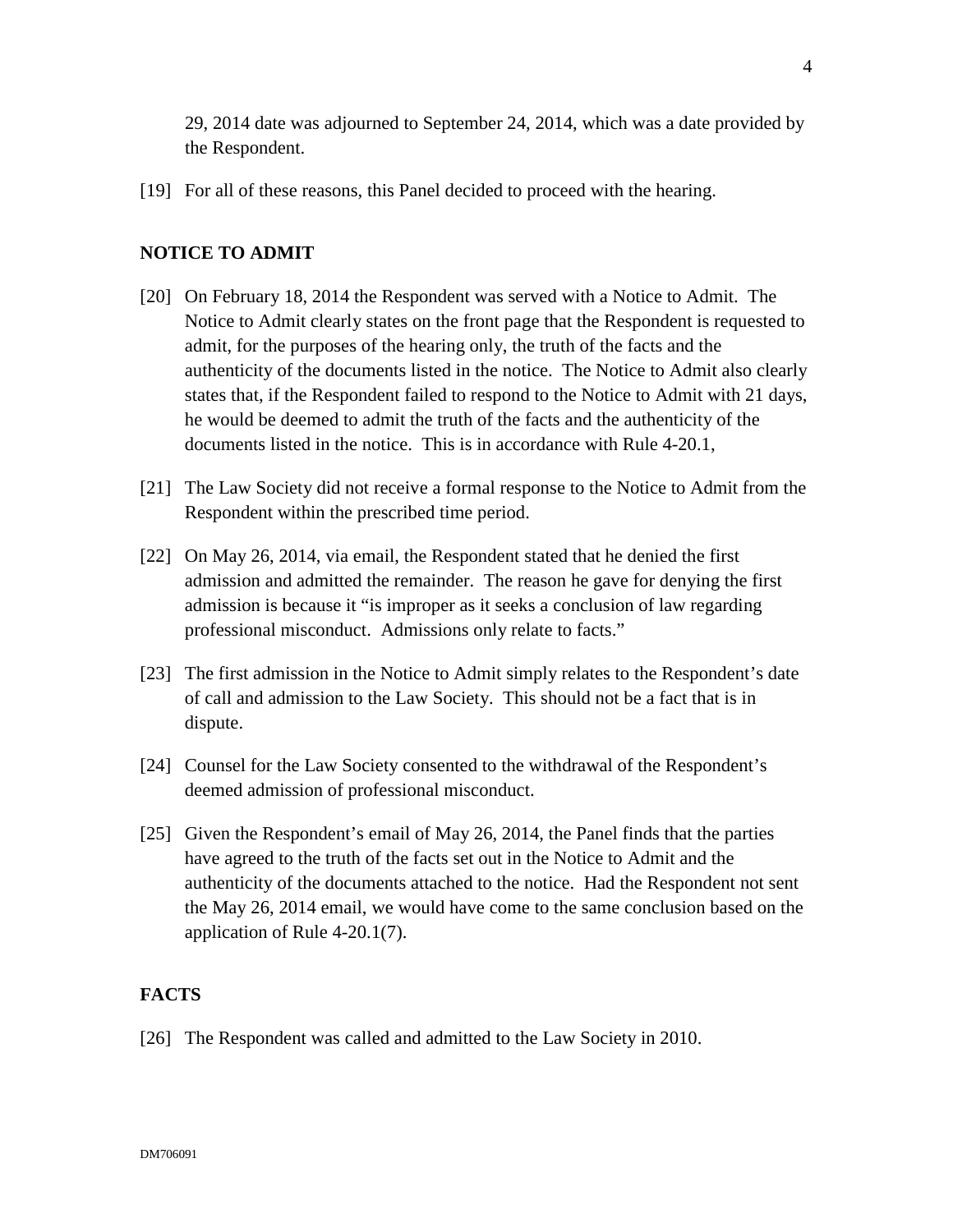29, 2014 date was adjourned to September 24, 2014, which was a date provided by the Respondent.

[19] For all of these reasons, this Panel decided to proceed with the hearing.

## NOTICE TO ADMIT

[20] On February 18, 2014 the Respondent was served with a Notice to Admit. The Notice to Admit clearly states on the front page that the Respondent is requested to admit, for the purposes of the hearing only, the truth of the facts and the authenticity of the documents listed in the notice. The Notice to Admit also clearly states that, if the Respondent failed to respond to the Notice to Admit with 21 days, he would be deemed to admit the truth of the facts and the authenticity of the documents listed in the notice. This is in accordance with Rule 4-20.1,

[21] The Law Society did not receive a formal response to the Notice to Admit from the Respondent within the prescribed time period.

[22] On May 26, 2014, via email, the Respondent stated that he denied the first admission and admitted the remainder. The reason he gave for denying the first admission is because it "is improper as it seeks a conclusion of law regarding professional misconduct. Admissions only relate to facts."

[23] The first admission in the Notice to Admit simply relates to the Respondent's date of call and admission to the Law Society. This should not be a fact that is in dispute.

[24] Counsel for the Law Society consented to the withdrawal of the Respondent's deemed admission of professional misconduct.

[25] Given the Respondent's email of May 26, 2014, the Panel finds that the parties have agreed to the truth of the facts set out in the Notice to Admit and the authenticity of the documents attached to the notice. Had the Respondent not sent the May 26, 2014 email, we would have come to the same conclusion based on the application of Rule 4-20.1(7).

## FACTS

[26] The Respondent was called and admitted to the Law Society in 2010.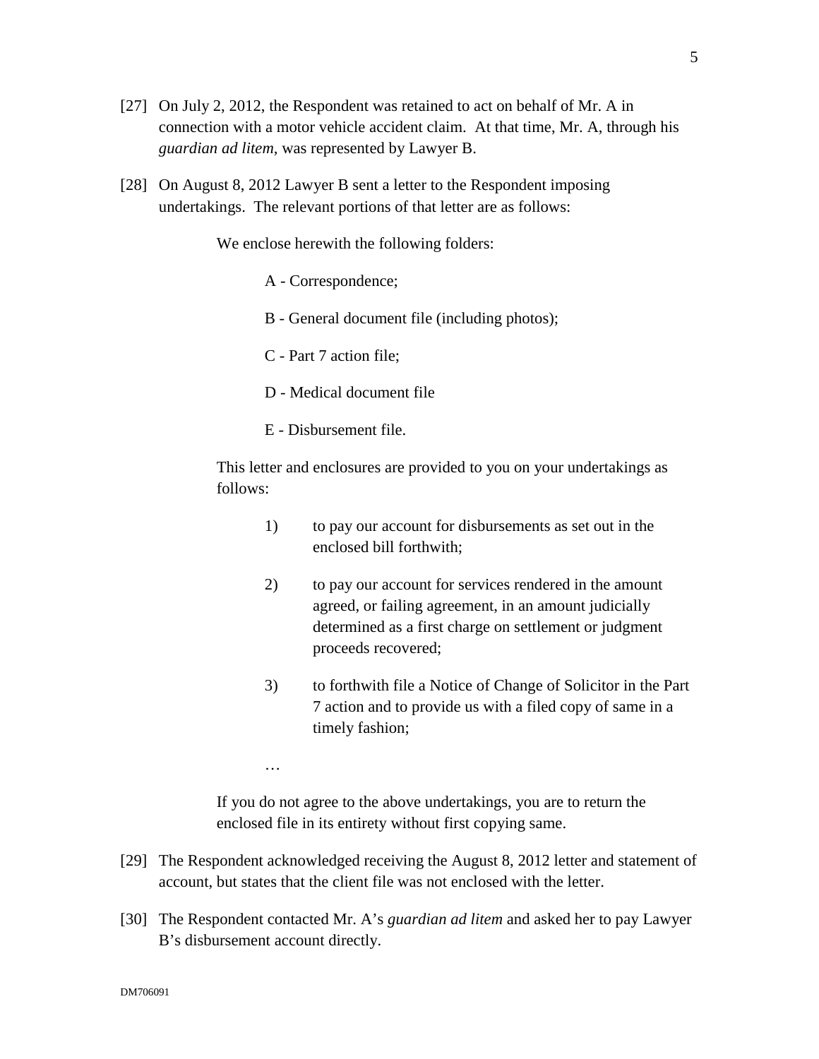[27] On July 2, 2012, the Respondent was retained to act on behalf of Mr. A in connection with a motor vehicle accident claim. At that time, Mr. A, through his *guardian ad litem*, was represented by Lawyer B.

[28] On August 8, 2012 Lawyer B sent a letter to the Respondent imposing undertakings. The relevant portions of that letter are as follows:

> We enclose herewith the following folders:
>
> A - Correspondence;
>
> B - General document file (including photos);
>
> C - Part 7 action file;
>
> D - Medical document file
>
> E - Disbursement file.
>
> This letter and enclosures are provided to you on your undertakings as follows:
>
> 1) to pay our account for disbursements as set out in the enclosed bill forthwith;
>
> 2) to pay our account for services rendered in the amount agreed, or failing agreement, in an amount judicially determined as a first charge on settlement or judgment proceeds recovered;
>
> 3) to forthwith file a Notice of Change of Solicitor in the Part 7 action and to provide us with a filed copy of same in a timely fashion;
>
> …
>
> If you do not agree to the above undertakings, you are to return the enclosed file in its entirety without first copying same.

[29] The Respondent acknowledged receiving the August 8, 2012 letter and statement of account, but states that the client file was not enclosed with the letter.

[30] The Respondent contacted Mr. A's *guardian ad litem* and asked her to pay Lawyer B's disbursement account directly.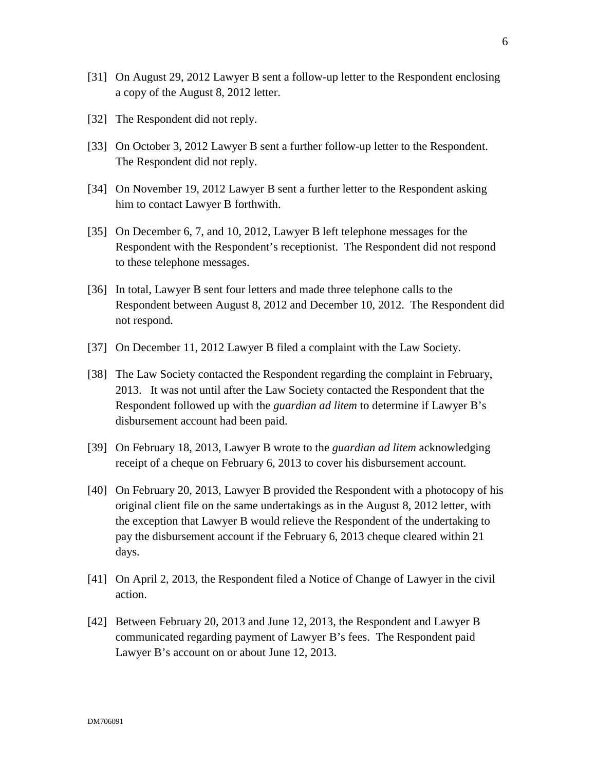[31] On August 29, 2012 Lawyer B sent a follow-up letter to the Respondent enclosing a copy of the August 8, 2012 letter.

[32] The Respondent did not reply.

[33] On October 3, 2012 Lawyer B sent a further follow-up letter to the Respondent. The Respondent did not reply.

[34] On November 19, 2012 Lawyer B sent a further letter to the Respondent asking him to contact Lawyer B forthwith.

[35] On December 6, 7, and 10, 2012, Lawyer B left telephone messages for the Respondent with the Respondent's receptionist. The Respondent did not respond to these telephone messages.

[36] In total, Lawyer B sent four letters and made three telephone calls to the Respondent between August 8, 2012 and December 10, 2012. The Respondent did not respond.

[37] On December 11, 2012 Lawyer B filed a complaint with the Law Society.

[38] The Law Society contacted the Respondent regarding the complaint in February, 2013. It was not until after the Law Society contacted the Respondent that the Respondent followed up with the *guardian ad litem* to determine if Lawyer B's disbursement account had been paid.

[39] On February 18, 2013, Lawyer B wrote to the *guardian ad litem* acknowledging receipt of a cheque on February 6, 2013 to cover his disbursement account.

[40] On February 20, 2013, Lawyer B provided the Respondent with a photocopy of his original client file on the same undertakings as in the August 8, 2012 letter, with the exception that Lawyer B would relieve the Respondent of the undertaking to pay the disbursement account if the February 6, 2013 cheque cleared within 21 days.

[41] On April 2, 2013, the Respondent filed a Notice of Change of Lawyer in the civil action.

[42] Between February 20, 2013 and June 12, 2013, the Respondent and Lawyer B communicated regarding payment of Lawyer B's fees. The Respondent paid Lawyer B's account on or about June 12, 2013.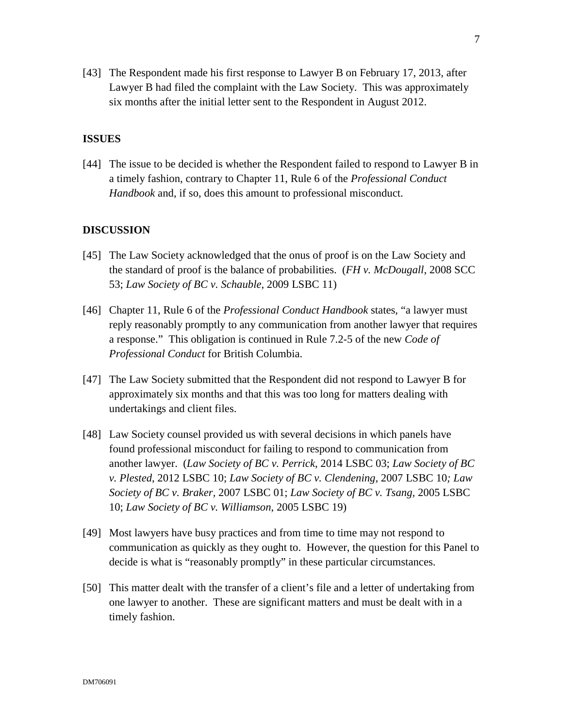[43] The Respondent made his first response to Lawyer B on February 17, 2013, after Lawyer B had filed the complaint with the Law Society. This was approximately six months after the initial letter sent to the Respondent in August 2012.

## ISSUES

[44] The issue to be decided is whether the Respondent failed to respond to Lawyer B in a timely fashion, contrary to Chapter 11, Rule 6 of the *Professional Conduct Handbook* and, if so, does this amount to professional misconduct.

## DISCUSSION

[45] The Law Society acknowledged that the onus of proof is on the Law Society and the standard of proof is the balance of probabilities. (*FH v. McDougall*, 2008 SCC 53; *Law Society of BC v. Schauble*, 2009 LSBC 11)

[46] Chapter 11, Rule 6 of the *Professional Conduct Handbook* states, "a lawyer must reply reasonably promptly to any communication from another lawyer that requires a response." This obligation is continued in Rule 7.2-5 of the new *Code of Professional Conduct* for British Columbia.

[47] The Law Society submitted that the Respondent did not respond to Lawyer B for approximately six months and that this was too long for matters dealing with undertakings and client files.

[48] Law Society counsel provided us with several decisions in which panels have found professional misconduct for failing to respond to communication from another lawyer. (*Law Society of BC v. Perrick*, 2014 LSBC 03; *Law Society of BC v. Plested*, 2012 LSBC 10; *Law Society of BC v. Clendening*, 2007 LSBC 10; *Law Society of BC v. Braker*, 2007 LSBC 01; *Law Society of BC v. Tsang*, 2005 LSBC 10; *Law Society of BC v. Williamson*, 2005 LSBC 19)

[49] Most lawyers have busy practices and from time to time may not respond to communication as quickly as they ought to. However, the question for this Panel to decide is what is "reasonably promptly" in these particular circumstances.

[50] This matter dealt with the transfer of a client's file and a letter of undertaking from one lawyer to another. These are significant matters and must be dealt with in a timely fashion.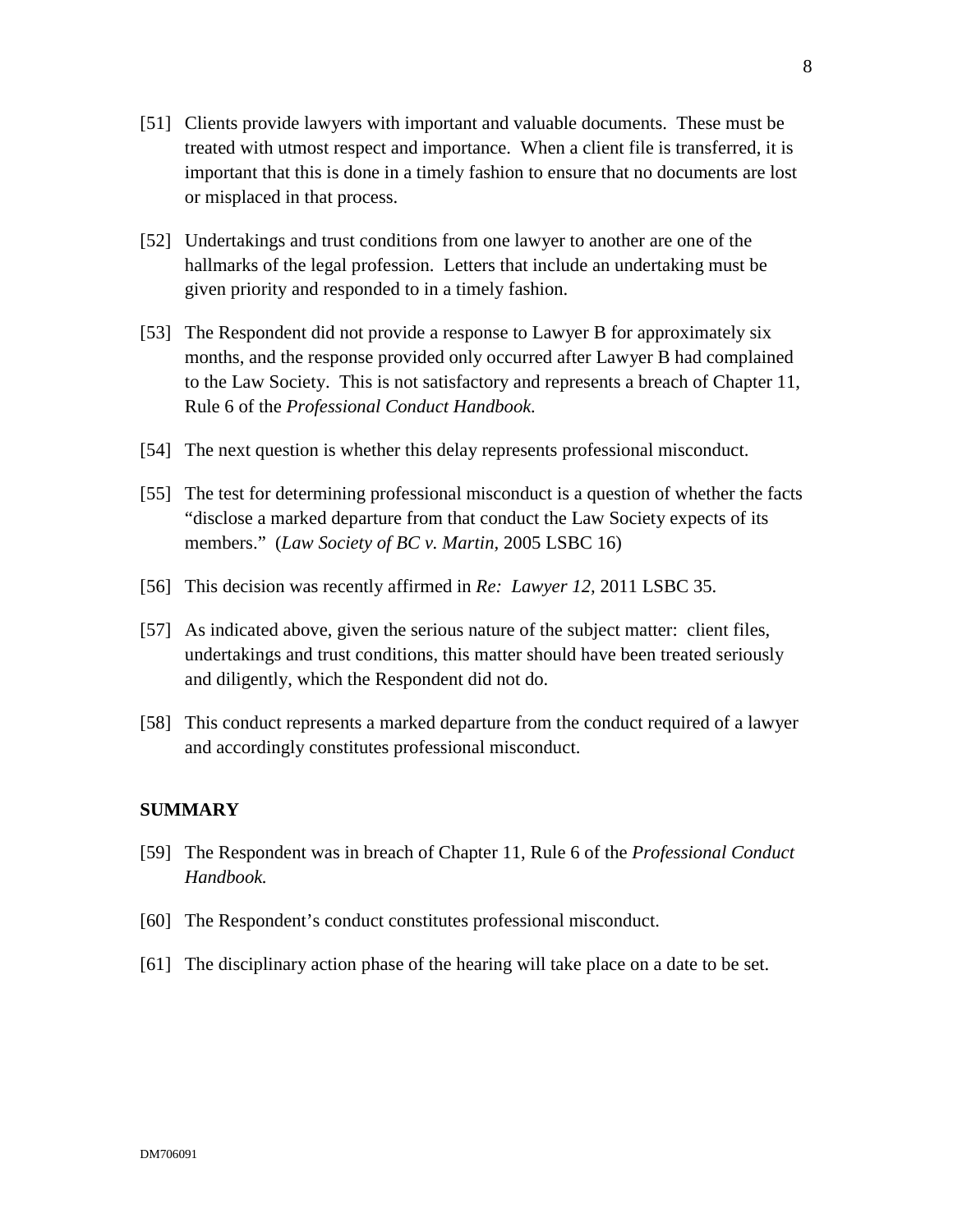[51] Clients provide lawyers with important and valuable documents. These must be treated with utmost respect and importance. When a client file is transferred, it is important that this is done in a timely fashion to ensure that no documents are lost or misplaced in that process.

[52] Undertakings and trust conditions from one lawyer to another are one of the hallmarks of the legal profession. Letters that include an undertaking must be given priority and responded to in a timely fashion.

[53] The Respondent did not provide a response to Lawyer B for approximately six months, and the response provided only occurred after Lawyer B had complained to the Law Society. This is not satisfactory and represents a breach of Chapter 11, Rule 6 of the *Professional Conduct Handbook.*

[54] The next question is whether this delay represents professional misconduct.

[55] The test for determining professional misconduct is a question of whether the facts "disclose a marked departure from that conduct the Law Society expects of its members." (*Law Society of BC v. Martin*, 2005 LSBC 16)

[56] This decision was recently affirmed in *Re: Lawyer 12,* 2011 LSBC 35.

[57] As indicated above, given the serious nature of the subject matter: client files, undertakings and trust conditions, this matter should have been treated seriously and diligently, which the Respondent did not do.

[58] This conduct represents a marked departure from the conduct required of a lawyer and accordingly constitutes professional misconduct.

## SUMMARY

[59] The Respondent was in breach of Chapter 11, Rule 6 of the *Professional Conduct Handbook.*

[60] The Respondent's conduct constitutes professional misconduct.

[61] The disciplinary action phase of the hearing will take place on a date to be set.

DM706091